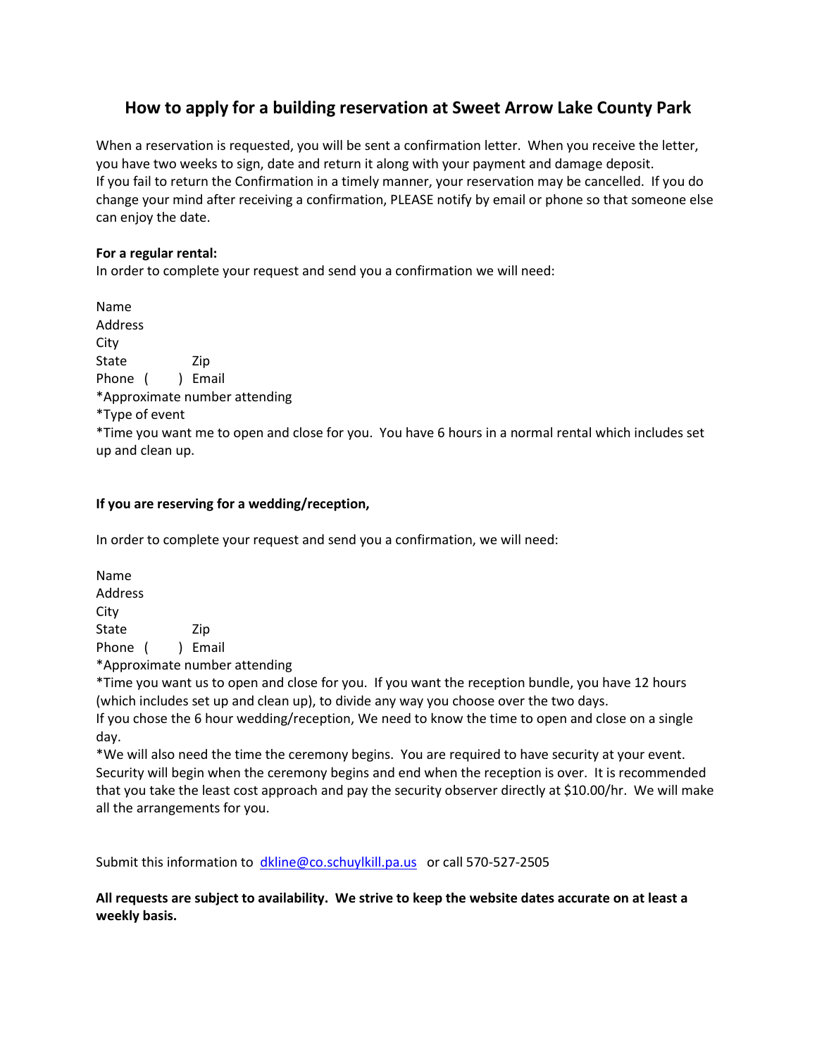# How to apply for a building reservation at Sweet Arrow Lake County Park

When a reservation is requested, you will be sent a confirmation letter. When you receive the letter, you have two weeks to sign, date and return it along with your payment and damage deposit. If you fail to return the Confirmation in a timely manner, your reservation may be cancelled. If you do change your mind after receiving a confirmation, PLEASE notify by email or phone so that someone else can enjoy the date.

**For a regular rental:**
In order to complete your request and send you a confirmation we will need:

Name
Address
City
State Zip
Phone ( ) Email
*Approximate number attending
*Type of event
*Time you want me to open and close for you. You have 6 hours in a normal rental which includes set up and clean up.

**If you are reserving for a wedding/reception,**

In order to complete your request and send you a confirmation, we will need:

Name
Address
City
State Zip
Phone ( ) Email
*Approximate number attending
*Time you want us to open and close for you. If you want the reception bundle, you have 12 hours (which includes set up and clean up), to divide any way you choose over the two days.
If you chose the 6 hour wedding/reception, We need to know the time to open and close on a single day.
*We will also need the time the ceremony begins. You are required to have security at your event. Security will begin when the ceremony begins and end when the reception is over. It is recommended that you take the least cost approach and pay the security observer directly at $10.00/hr. We will make all the arrangements for you.

Submit this information to dkline@co.schuylkill.pa.us or call 570-527-2505

**All requests are subject to availability. We strive to keep the website dates accurate on at least a weekly basis.**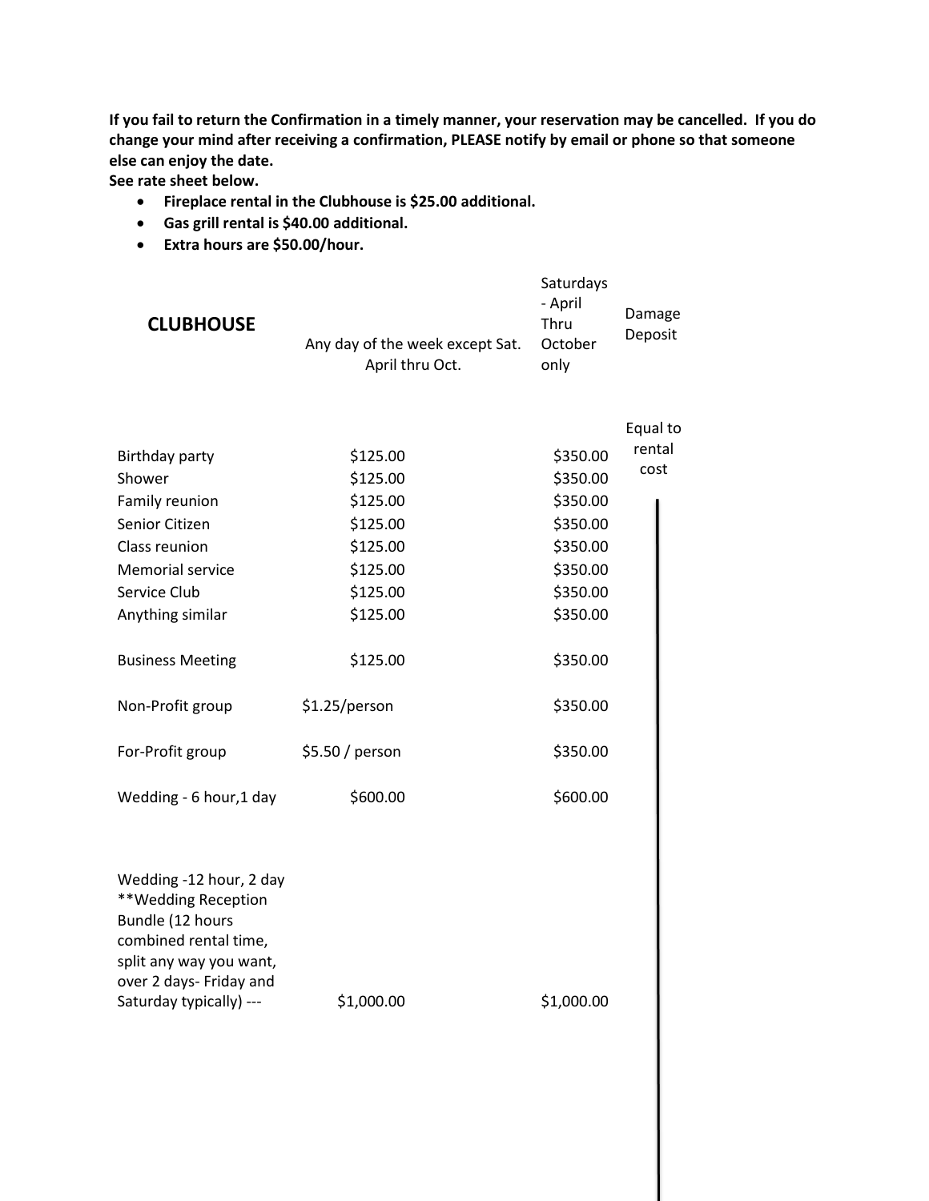**If you fail to return the Confirmation in a timely manner, your reservation may be cancelled. If you do change your mind after receiving a confirmation, PLEASE notify by email or phone so that someone else can enjoy the date.**

**See rate sheet below.**

- **Fireplace rental in the Clubhouse is $25.00 additional.**
- **Gas grill rental is $40.00 additional.**
- **Extra hours are $50.00/hour.**

| **CLUBHOUSE** | Any day of the week except Sat. April thru Oct. | Saturdays - April Thru October only | Damage Deposit |
|---|---|---|---|
| Birthday party | $125.00 | $350.00 | Equal to rental cost |
| Shower | $125.00 | $350.00 | |
| Family reunion | $125.00 | $350.00 | |
| Senior Citizen | $125.00 | $350.00 | |
| Class reunion | $125.00 | $350.00 | |
| Memorial service | $125.00 | $350.00 | |
| Service Club | $125.00 | $350.00 | |
| Anything similar | $125.00 | $350.00 | |
| Business Meeting | $125.00 | $350.00 | |
| Non-Profit group | $1.25/person | $350.00 | |
| For-Profit group | $5.50 / person | $350.00 | |
| Wedding - 6 hour,1 day | $600.00 | $600.00 | |
| Wedding -12 hour, 2 day **Wedding Reception Bundle (12 hours combined rental time, split any way you want, over 2 days- Friday and Saturday typically) --- | $1,000.00 | $1,000.00 | |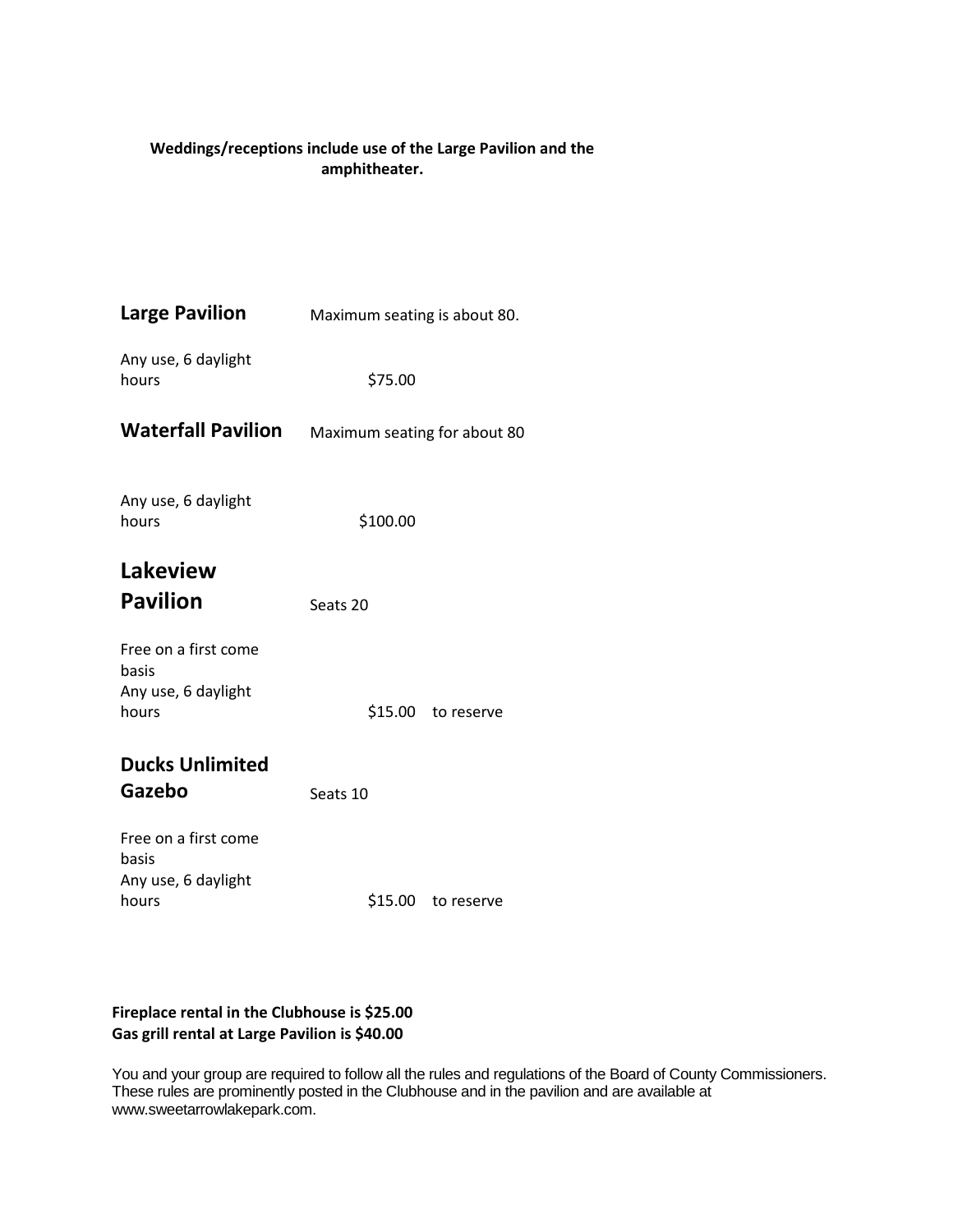**Weddings/receptions include use of the Large Pavilion and the amphitheater.**

| | | |
|---|---|---|
| **Large Pavilion** | Maximum seating is about 80. | |
| Any use, 6 daylight hours | $75.00 | |
| **Waterfall Pavilion** | Maximum seating for about 80 | |
| Any use, 6 daylight hours | $100.00 | |
| **Lakeview Pavilion** | Seats 20 | |
| Free on a first come basis<br>Any use, 6 daylight hours | $15.00 | to reserve |
| **Ducks Unlimited Gazebo** | Seats 10 | |
| Free on a first come basis<br>Any use, 6 daylight hours | $15.00 | to reserve |

**Fireplace rental in the Clubhouse is $25.00**
**Gas grill rental at Large Pavilion is $40.00**

You and your group are required to follow all the rules and regulations of the Board of County Commissioners. These rules are prominently posted in the Clubhouse and in the pavilion and are available at www.sweetarrowlakepark.com.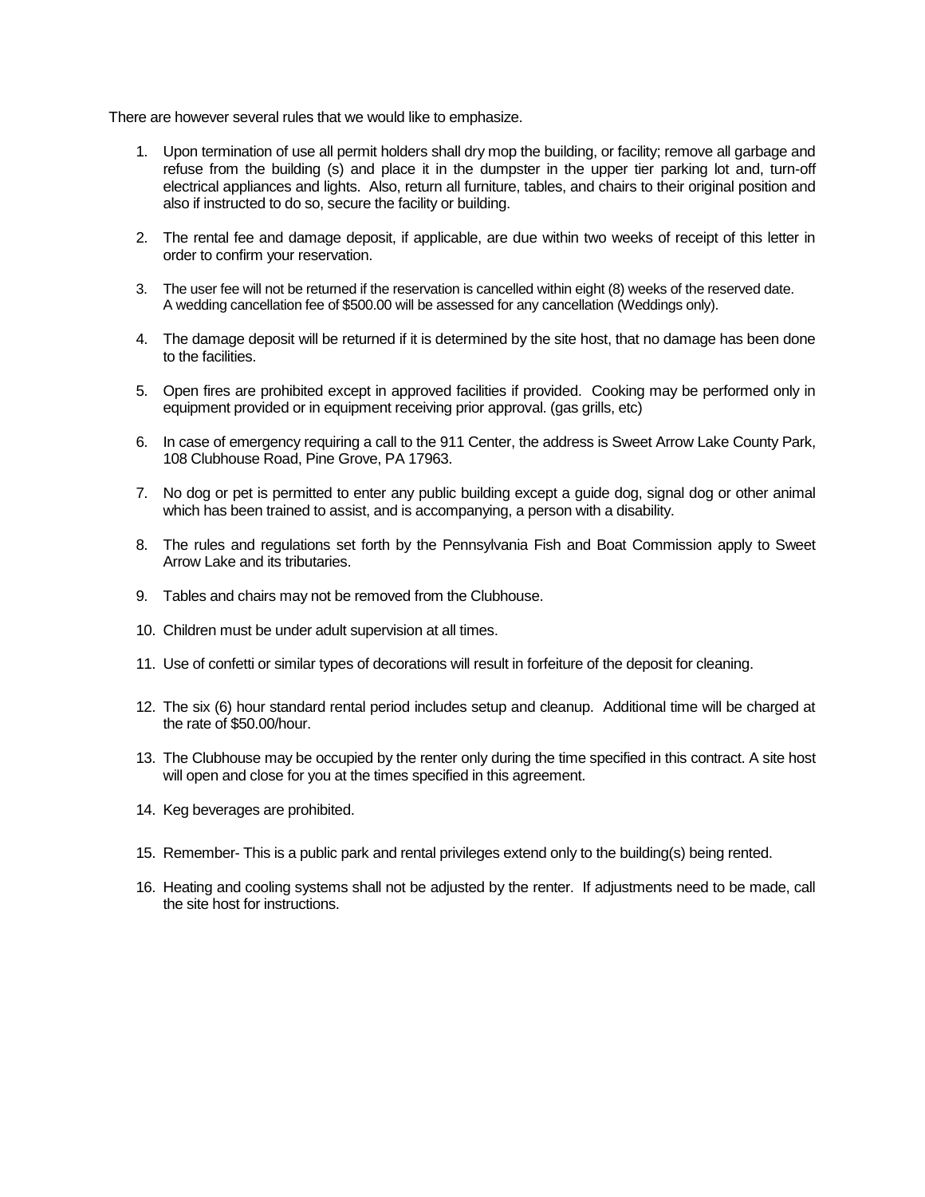There are however several rules that we would like to emphasize.

1. Upon termination of use all permit holders shall dry mop the building, or facility; remove all garbage and refuse from the building (s) and place it in the dumpster in the upper tier parking lot and, turn-off electrical appliances and lights. Also, return all furniture, tables, and chairs to their original position and also if instructed to do so, secure the facility or building.

2. The rental fee and damage deposit, if applicable, are due within two weeks of receipt of this letter in order to confirm your reservation.

3. The user fee will not be returned if the reservation is cancelled within eight (8) weeks of the reserved date. A wedding cancellation fee of $500.00 will be assessed for any cancellation (Weddings only).

4. The damage deposit will be returned if it is determined by the site host, that no damage has been done to the facilities.

5. Open fires are prohibited except in approved facilities if provided. Cooking may be performed only in equipment provided or in equipment receiving prior approval. (gas grills, etc)

6. In case of emergency requiring a call to the 911 Center, the address is Sweet Arrow Lake County Park, 108 Clubhouse Road, Pine Grove, PA 17963.

7. No dog or pet is permitted to enter any public building except a guide dog, signal dog or other animal which has been trained to assist, and is accompanying, a person with a disability.

8. The rules and regulations set forth by the Pennsylvania Fish and Boat Commission apply to Sweet Arrow Lake and its tributaries.

9. Tables and chairs may not be removed from the Clubhouse.

10. Children must be under adult supervision at all times.

11. Use of confetti or similar types of decorations will result in forfeiture of the deposit for cleaning.

12. The six (6) hour standard rental period includes setup and cleanup. Additional time will be charged at the rate of $50.00/hour.

13. The Clubhouse may be occupied by the renter only during the time specified in this contract. A site host will open and close for you at the times specified in this agreement.

14. Keg beverages are prohibited.

15. Remember- This is a public park and rental privileges extend only to the building(s) being rented.

16. Heating and cooling systems shall not be adjusted by the renter. If adjustments need to be made, call the site host for instructions.